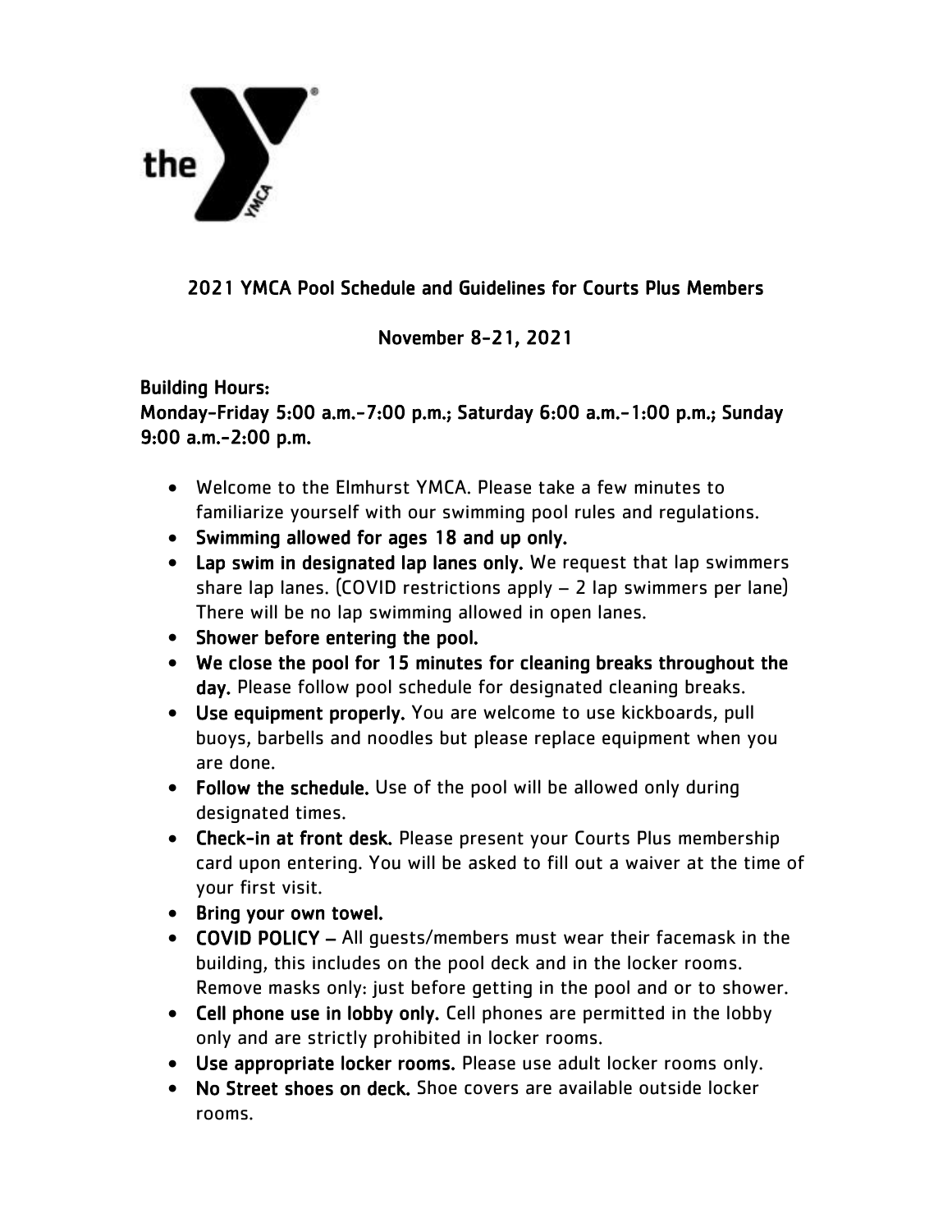# 2021 YMCA Pool Schedule and Guidelines for Courts Plus Members

## November 8-21, 2021

**Building Hours:**
**Monday-Friday 5:00 a.m.-7:00 p.m.; Saturday 6:00 a.m.-1:00 p.m.; Sunday 9:00 a.m.-2:00 p.m.**

- Welcome to the Elmhurst YMCA. Please take a few minutes to familiarize yourself with our swimming pool rules and regulations.
- **Swimming allowed for ages 18 and up only.**
- **Lap swim in designated lap lanes only.** We request that lap swimmers share lap lanes. (COVID restrictions apply – 2 lap swimmers per lane) There will be no lap swimming allowed in open lanes.
- **Shower before entering the pool.**
- **We close the pool for 15 minutes for cleaning breaks throughout the day.** Please follow pool schedule for designated cleaning breaks.
- **Use equipment properly.** You are welcome to use kickboards, pull buoys, barbells and noodles but please replace equipment when you are done.
- **Follow the schedule.** Use of the pool will be allowed only during designated times.
- **Check-in at front desk.** Please present your Courts Plus membership card upon entering. You will be asked to fill out a waiver at the time of your first visit.
- **Bring your own towel.**
- **COVID POLICY –** All guests/members must wear their facemask in the building, this includes on the pool deck and in the locker rooms. Remove masks only: just before getting in the pool and or to shower.
- **Cell phone use in lobby only.** Cell phones are permitted in the lobby only and are strictly prohibited in locker rooms.
- **Use appropriate locker rooms.** Please use adult locker rooms only.
- **No Street shoes on deck.** Shoe covers are available outside locker rooms.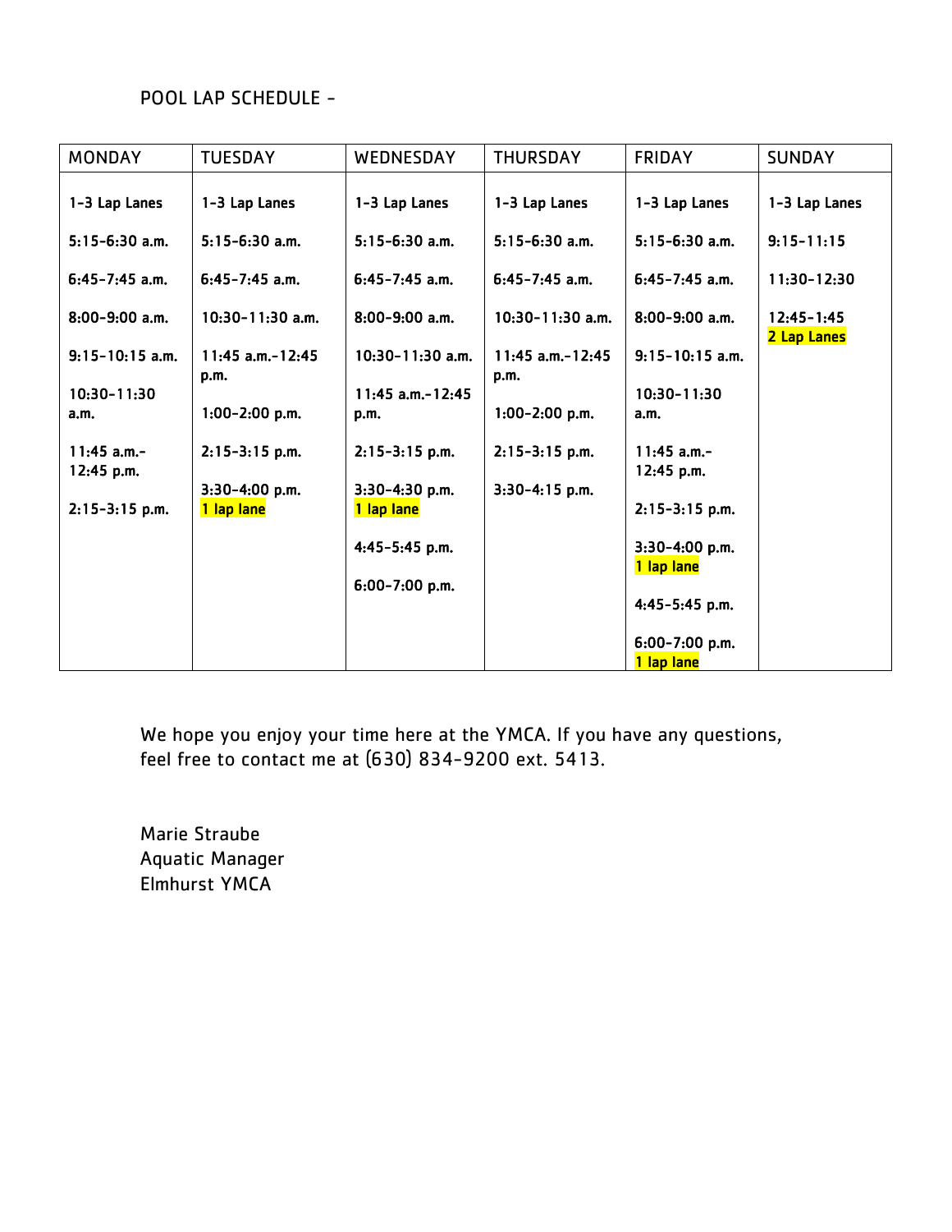POOL LAP SCHEDULE -

| MONDAY | TUESDAY | WEDNESDAY | THURSDAY | FRIDAY | SUNDAY |
|---|---|---|---|---|---|
| 1-3 Lap Lanes | 1-3 Lap Lanes | 1-3 Lap Lanes | 1-3 Lap Lanes | 1-3 Lap Lanes | 1-3 Lap Lanes |
| 5:15-6:30 a.m. | 5:15-6:30 a.m. | 5:15-6:30 a.m. | 5:15-6:30 a.m. | 5:15-6:30 a.m. | 9:15-11:15 |
| 6:45-7:45 a.m. | 6:45-7:45 a.m. | 6:45-7:45 a.m. | 6:45-7:45 a.m. | 6:45-7:45 a.m. | 11:30-12:30 |
| 8:00-9:00 a.m. | 10:30-11:30 a.m. | 8:00-9:00 a.m. | 10:30-11:30 a.m. | 8:00-9:00 a.m. | 12:45-1:45 2 Lap Lanes |
| 9:15-10:15 a.m. | 11:45 a.m.-12:45 p.m. | 10:30-11:30 a.m. | 11:45 a.m.-12:45 p.m. | 9:15-10:15 a.m. | |
| 10:30-11:30 a.m. | 1:00-2:00 p.m. | 11:45 a.m.-12:45 p.m. | 1:00-2:00 p.m. | 10:30-11:30 a.m. | |
| 11:45 a.m.-12:45 p.m. | 2:15-3:15 p.m. | 2:15-3:15 p.m. | 2:15-3:15 p.m. | 11:45 a.m.-12:45 p.m. | |
| 2:15-3:15 p.m. | 3:30-4:00 p.m. 1 lap lane | 3:30-4:30 p.m. 1 lap lane | 3:30-4:15 p.m. | 2:15-3:15 p.m. | |
| | | 4:45-5:45 p.m. | | 3:30-4:00 p.m. 1 lap lane | |
| | | 6:00-7:00 p.m. | | 4:45-5:45 p.m. | |
| | | | | 6:00-7:00 p.m. 1 lap lane | |

We hope you enjoy your time here at the YMCA. If you have any questions, feel free to contact me at (630) 834-9200 ext. 5413.

Marie Straube
Aquatic Manager
Elmhurst YMCA